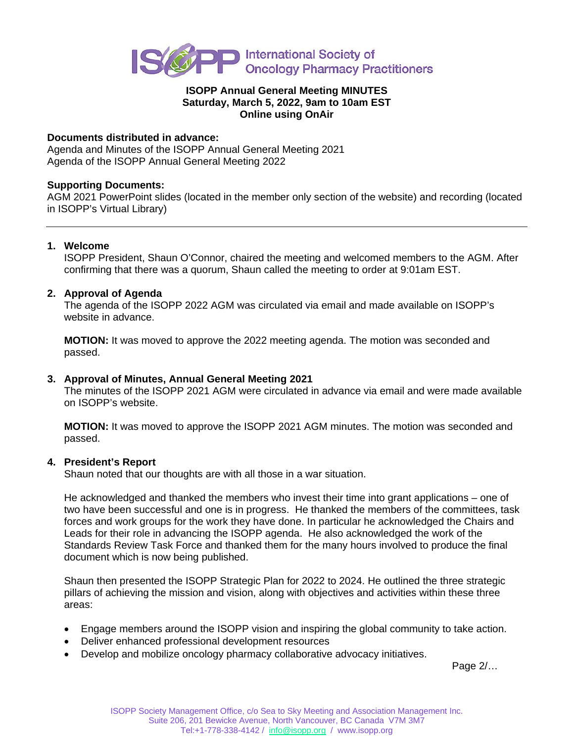**International Society of Oncology Pharmacy Practitioners**

# ISOPP Annual General Meeting MINUTES
**Saturday, March 5, 2022, 9am to 10am EST**
**Online using OnAir**

**Documents distributed in advance:**
Agenda and Minutes of the ISOPP Annual General Meeting 2021
Agenda of the ISOPP Annual General Meeting 2022

**Supporting Documents:**
AGM 2021 PowerPoint slides (located in the member only section of the website) and recording (located in ISOPP's Virtual Library)

---

## 1. Welcome

ISOPP President, Shaun O'Connor, chaired the meeting and welcomed members to the AGM. After confirming that there was a quorum, Shaun called the meeting to order at 9:01am EST.

## 2. Approval of Agenda

The agenda of the ISOPP 2022 AGM was circulated via email and made available on ISOPP's website in advance.

**MOTION:** It was moved to approve the 2022 meeting agenda. The motion was seconded and passed.

## 3. Approval of Minutes, Annual General Meeting 2021

The minutes of the ISOPP 2021 AGM were circulated in advance via email and were made available on ISOPP's website.

**MOTION:** It was moved to approve the ISOPP 2021 AGM minutes. The motion was seconded and passed.

## 4. President's Report

Shaun noted that our thoughts are with all those in a war situation.

He acknowledged and thanked the members who invest their time into grant applications – one of two have been successful and one is in progress. He thanked the members of the committees, task forces and work groups for the work they have done. In particular he acknowledged the Chairs and Leads for their role in advancing the ISOPP agenda. He also acknowledged the work of the Standards Review Task Force and thanked them for the many hours involved to produce the final document which is now being published.

Shaun then presented the ISOPP Strategic Plan for 2022 to 2024. He outlined the three strategic pillars of achieving the mission and vision, along with objectives and activities within these three areas:

- Engage members around the ISOPP vision and inspiring the global community to take action.
- Deliver enhanced professional development resources
- Develop and mobilize oncology pharmacy collaborative advocacy initiatives.

Page 2/…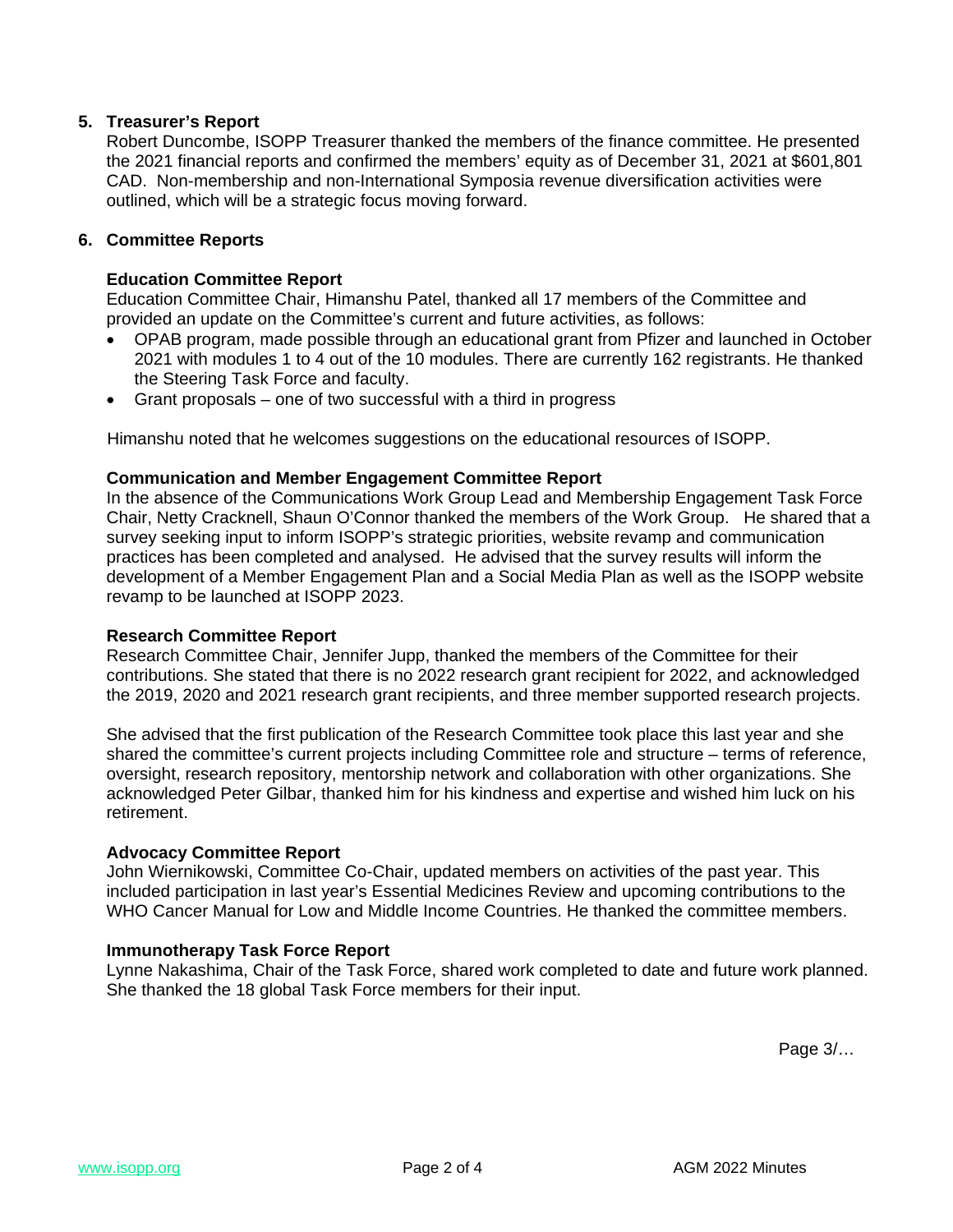## 5. Treasurer's Report

Robert Duncombe, ISOPP Treasurer thanked the members of the finance committee. He presented the 2021 financial reports and confirmed the members' equity as of December 31, 2021 at $601,801 CAD. Non-membership and non-International Symposia revenue diversification activities were outlined, which will be a strategic focus moving forward.

## 6. Committee Reports

### Education Committee Report

Education Committee Chair, Himanshu Patel, thanked all 17 members of the Committee and provided an update on the Committee's current and future activities, as follows:

- OPAB program, made possible through an educational grant from Pfizer and launched in October 2021 with modules 1 to 4 out of the 10 modules. There are currently 162 registrants. He thanked the Steering Task Force and faculty.
- Grant proposals – one of two successful with a third in progress

Himanshu noted that he welcomes suggestions on the educational resources of ISOPP.

### Communication and Member Engagement Committee Report

In the absence of the Communications Work Group Lead and Membership Engagement Task Force Chair, Netty Cracknell, Shaun O'Connor thanked the members of the Work Group. He shared that a survey seeking input to inform ISOPP's strategic priorities, website revamp and communication practices has been completed and analysed. He advised that the survey results will inform the development of a Member Engagement Plan and a Social Media Plan as well as the ISOPP website revamp to be launched at ISOPP 2023.

### Research Committee Report

Research Committee Chair, Jennifer Jupp, thanked the members of the Committee for their contributions. She stated that there is no 2022 research grant recipient for 2022, and acknowledged the 2019, 2020 and 2021 research grant recipients, and three member supported research projects.

She advised that the first publication of the Research Committee took place this last year and she shared the committee's current projects including Committee role and structure – terms of reference, oversight, research repository, mentorship network and collaboration with other organizations. She acknowledged Peter Gilbar, thanked him for his kindness and expertise and wished him luck on his retirement.

### Advocacy Committee Report

John Wiernikowski, Committee Co-Chair, updated members on activities of the past year. This included participation in last year's Essential Medicines Review and upcoming contributions to the WHO Cancer Manual for Low and Middle Income Countries. He thanked the committee members.

### Immunotherapy Task Force Report

Lynne Nakashima, Chair of the Task Force, shared work completed to date and future work planned. She thanked the 18 global Task Force members for their input.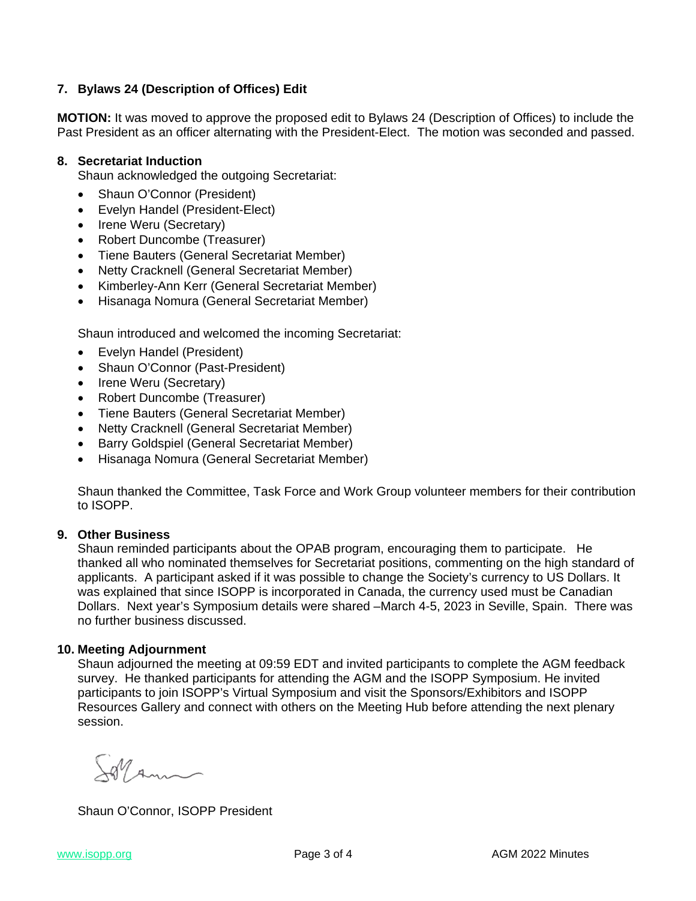## 7. Bylaws 24 (Description of Offices) Edit

**MOTION:** It was moved to approve the proposed edit to Bylaws 24 (Description of Offices) to include the Past President as an officer alternating with the President-Elect. The motion was seconded and passed.

## 8. Secretariat Induction

Shaun acknowledged the outgoing Secretariat:

- Shaun O'Connor (President)
- Evelyn Handel (President-Elect)
- Irene Weru (Secretary)
- Robert Duncombe (Treasurer)
- Tiene Bauters (General Secretariat Member)
- Netty Cracknell (General Secretariat Member)
- Kimberley-Ann Kerr (General Secretariat Member)
- Hisanaga Nomura (General Secretariat Member)

Shaun introduced and welcomed the incoming Secretariat:

- Evelyn Handel (President)
- Shaun O'Connor (Past-President)
- Irene Weru (Secretary)
- Robert Duncombe (Treasurer)
- Tiene Bauters (General Secretariat Member)
- Netty Cracknell (General Secretariat Member)
- Barry Goldspiel (General Secretariat Member)
- Hisanaga Nomura (General Secretariat Member)

Shaun thanked the Committee, Task Force and Work Group volunteer members for their contribution to ISOPP.

## 9. Other Business

Shaun reminded participants about the OPAB program, encouraging them to participate. He thanked all who nominated themselves for Secretariat positions, commenting on the high standard of applicants. A participant asked if it was possible to change the Society's currency to US Dollars. It was explained that since ISOPP is incorporated in Canada, the currency used must be Canadian Dollars. Next year's Symposium details were shared –March 4-5, 2023 in Seville, Spain. There was no further business discussed.

## 10. Meeting Adjournment

Shaun adjourned the meeting at 09:59 EDT and invited participants to complete the AGM feedback survey. He thanked participants for attending the AGM and the ISOPP Symposium. He invited participants to join ISOPP's Virtual Symposium and visit the Sponsors/Exhibitors and ISOPP Resources Gallery and connect with others on the Meeting Hub before attending the next plenary session.

Shaun O'Connor, ISOPP President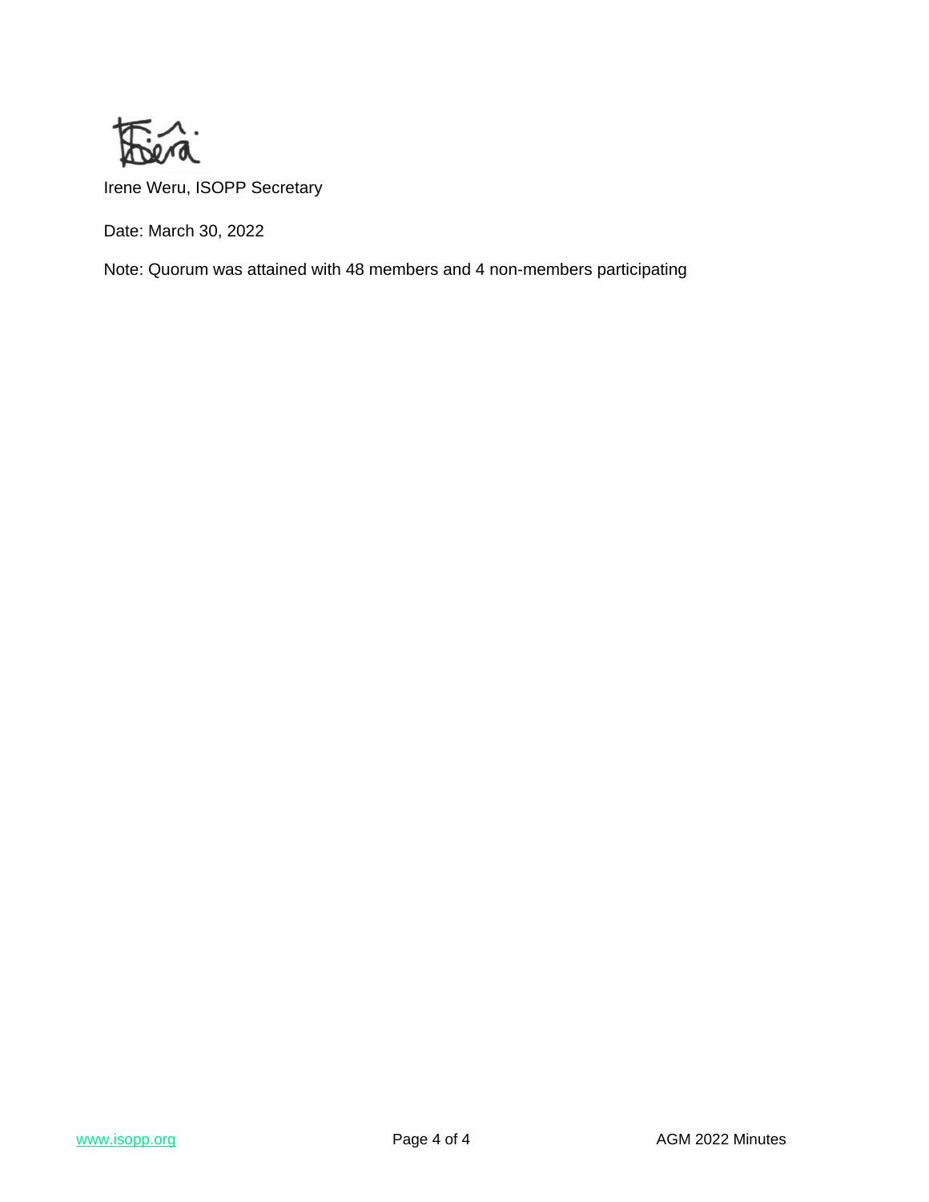Irene Weru, ISOPP Secretary

Date: March 30, 2022

Note: Quorum was attained with 48 members and 4 non-members participating